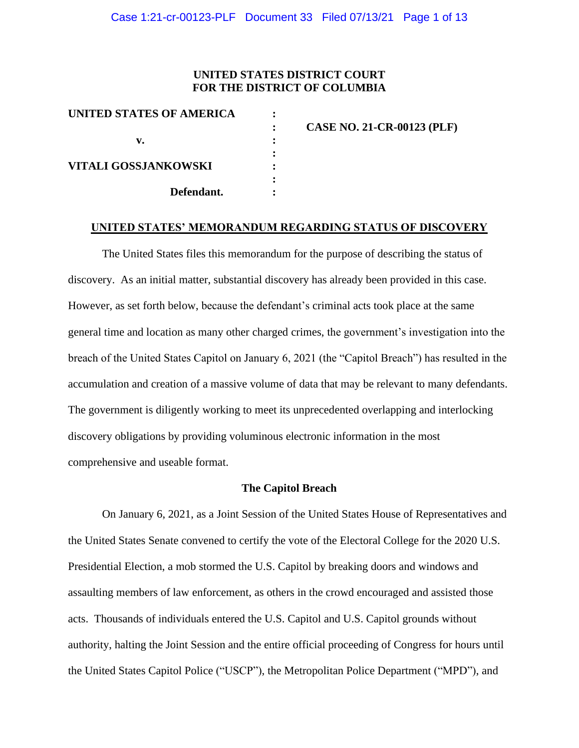**UNITED STATES DISTRICT COURT**
**FOR THE DISTRICT OF COLUMBIA**

| | | |
|---|---|---|
| **UNITED STATES OF AMERICA** | : | |
| | : | **CASE NO. 21-CR-00123 (PLF)** |
| **v.** | : | |
| | : | |
| **VITALI GOSSJANKOWSKI** | : | |
| | : | |
| **Defendant.** | : | |

**UNITED STATES' MEMORANDUM REGARDING STATUS OF DISCOVERY**

The United States files this memorandum for the purpose of describing the status of discovery. As an initial matter, substantial discovery has already been provided in this case. However, as set forth below, because the defendant's criminal acts took place at the same general time and location as many other charged crimes, the government's investigation into the breach of the United States Capitol on January 6, 2021 (the "Capitol Breach") has resulted in the accumulation and creation of a massive volume of data that may be relevant to many defendants. The government is diligently working to meet its unprecedented overlapping and interlocking discovery obligations by providing voluminous electronic information in the most comprehensive and useable format.

**The Capitol Breach**

On January 6, 2021, as a Joint Session of the United States House of Representatives and the United States Senate convened to certify the vote of the Electoral College for the 2020 U.S. Presidential Election, a mob stormed the U.S. Capitol by breaking doors and windows and assaulting members of law enforcement, as others in the crowd encouraged and assisted those acts. Thousands of individuals entered the U.S. Capitol and U.S. Capitol grounds without authority, halting the Joint Session and the entire official proceeding of Congress for hours until the United States Capitol Police ("USCP"), the Metropolitan Police Department ("MPD"), and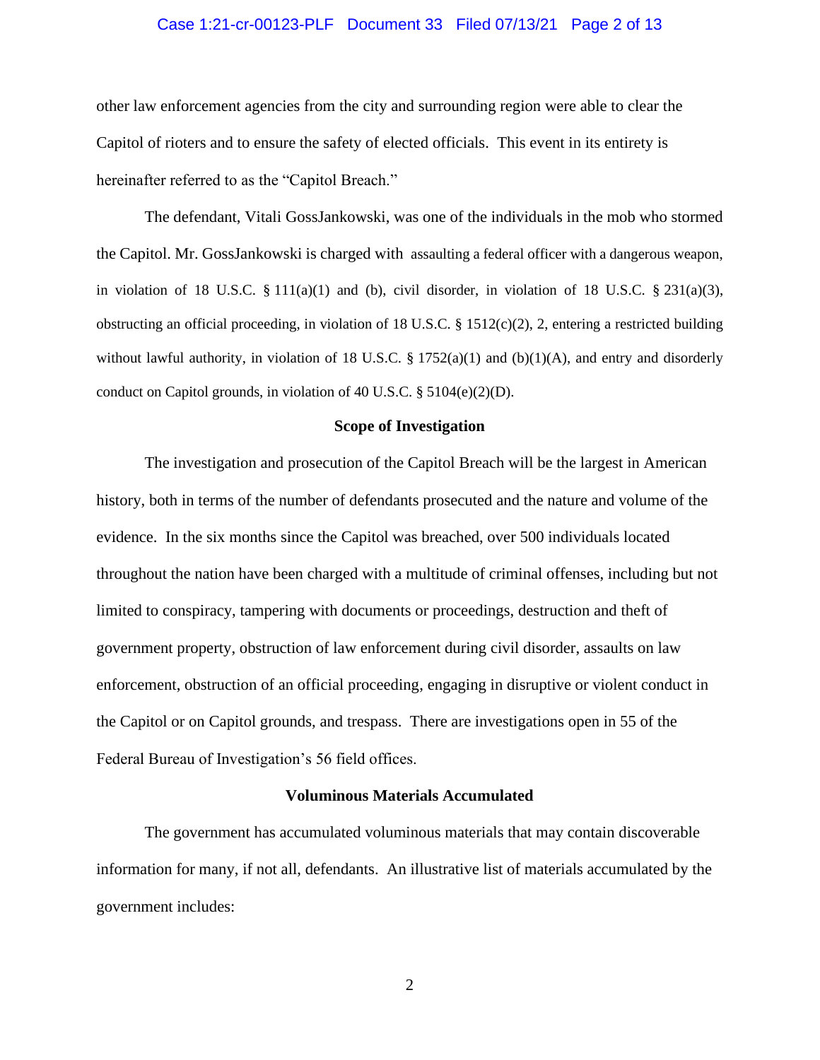other law enforcement agencies from the city and surrounding region were able to clear the Capitol of rioters and to ensure the safety of elected officials. This event in its entirety is hereinafter referred to as the "Capitol Breach."

The defendant, Vitali GossJankowski, was one of the individuals in the mob who stormed the Capitol. Mr. GossJankowski is charged with assaulting a federal officer with a dangerous weapon, in violation of 18 U.S.C. § 111(a)(1) and (b), civil disorder, in violation of 18 U.S.C. § 231(a)(3), obstructing an official proceeding, in violation of 18 U.S.C. § 1512(c)(2), 2, entering a restricted building without lawful authority, in violation of 18 U.S.C. § 1752(a)(1) and (b)(1)(A), and entry and disorderly conduct on Capitol grounds, in violation of 40 U.S.C. § 5104(e)(2)(D).

**Scope of Investigation**

The investigation and prosecution of the Capitol Breach will be the largest in American history, both in terms of the number of defendants prosecuted and the nature and volume of the evidence. In the six months since the Capitol was breached, over 500 individuals located throughout the nation have been charged with a multitude of criminal offenses, including but not limited to conspiracy, tampering with documents or proceedings, destruction and theft of government property, obstruction of law enforcement during civil disorder, assaults on law enforcement, obstruction of an official proceeding, engaging in disruptive or violent conduct in the Capitol or on Capitol grounds, and trespass. There are investigations open in 55 of the Federal Bureau of Investigation's 56 field offices.

**Voluminous Materials Accumulated**

The government has accumulated voluminous materials that may contain discoverable information for many, if not all, defendants. An illustrative list of materials accumulated by the government includes: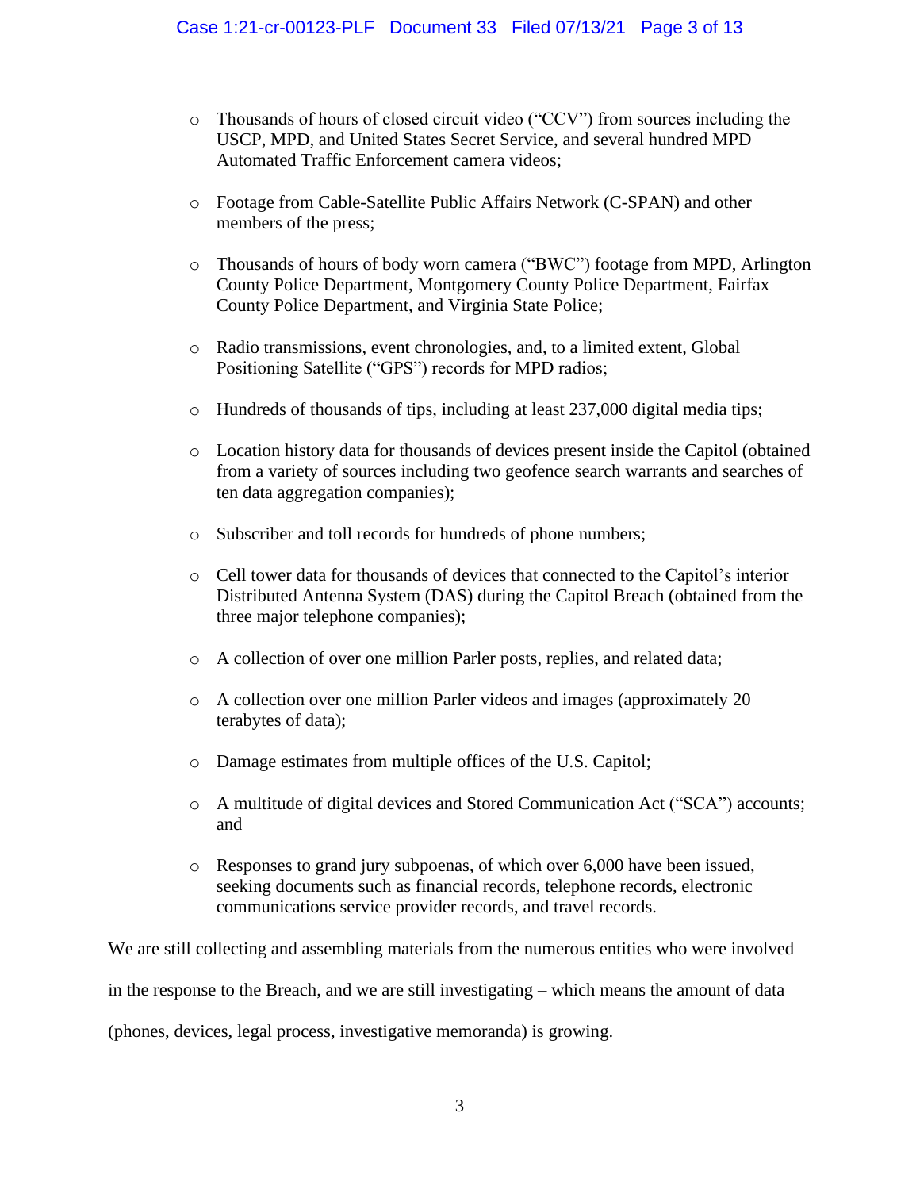- Thousands of hours of closed circuit video ("CCV") from sources including the USCP, MPD, and United States Secret Service, and several hundred MPD Automated Traffic Enforcement camera videos;

- Footage from Cable-Satellite Public Affairs Network (C-SPAN) and other members of the press;

- Thousands of hours of body worn camera ("BWC") footage from MPD, Arlington County Police Department, Montgomery County Police Department, Fairfax County Police Department, and Virginia State Police;

- Radio transmissions, event chronologies, and, to a limited extent, Global Positioning Satellite ("GPS") records for MPD radios;

- Hundreds of thousands of tips, including at least 237,000 digital media tips;

- Location history data for thousands of devices present inside the Capitol (obtained from a variety of sources including two geofence search warrants and searches of ten data aggregation companies);

- Subscriber and toll records for hundreds of phone numbers;

- Cell tower data for thousands of devices that connected to the Capitol's interior Distributed Antenna System (DAS) during the Capitol Breach (obtained from the three major telephone companies);

- A collection of over one million Parler posts, replies, and related data;

- A collection over one million Parler videos and images (approximately 20 terabytes of data);

- Damage estimates from multiple offices of the U.S. Capitol;

- A multitude of digital devices and Stored Communication Act ("SCA") accounts; and

- Responses to grand jury subpoenas, of which over 6,000 have been issued, seeking documents such as financial records, telephone records, electronic communications service provider records, and travel records.

We are still collecting and assembling materials from the numerous entities who were involved in the response to the Breach, and we are still investigating – which means the amount of data (phones, devices, legal process, investigative memoranda) is growing.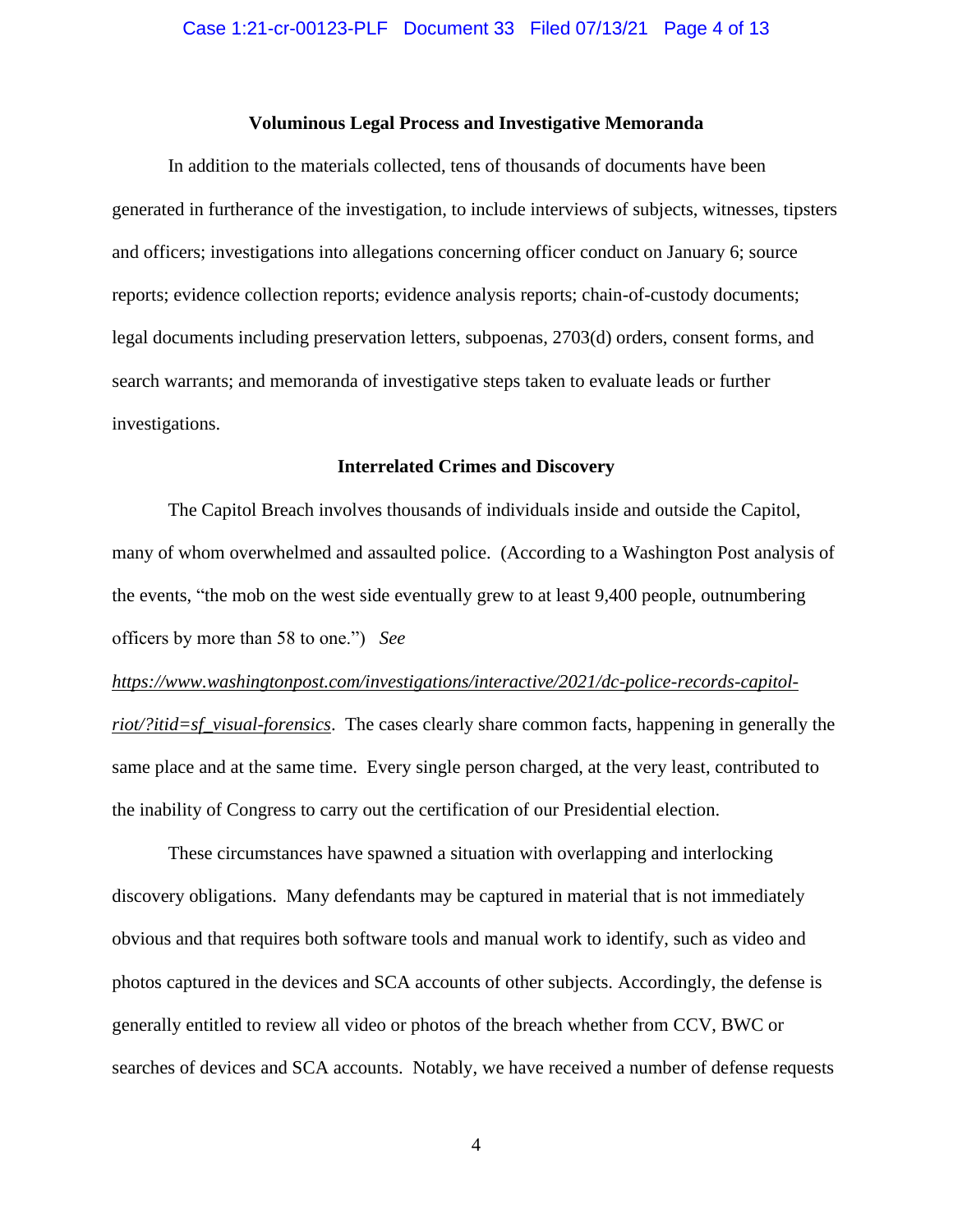## Voluminous Legal Process and Investigative Memoranda

In addition to the materials collected, tens of thousands of documents have been generated in furtherance of the investigation, to include interviews of subjects, witnesses, tipsters and officers; investigations into allegations concerning officer conduct on January 6; source reports; evidence collection reports; evidence analysis reports; chain-of-custody documents; legal documents including preservation letters, subpoenas, 2703(d) orders, consent forms, and search warrants; and memoranda of investigative steps taken to evaluate leads or further investigations.

## Interrelated Crimes and Discovery

The Capitol Breach involves thousands of individuals inside and outside the Capitol, many of whom overwhelmed and assaulted police. (According to a Washington Post analysis of the events, "the mob on the west side eventually grew to at least 9,400 people, outnumbering officers by more than 58 to one.") *See* *https://www.washingtonpost.com/investigations/interactive/2021/dc-police-records-capitol-riot/?itid=sf_visual-forensics*. The cases clearly share common facts, happening in generally the same place and at the same time. Every single person charged, at the very least, contributed to the inability of Congress to carry out the certification of our Presidential election.

These circumstances have spawned a situation with overlapping and interlocking discovery obligations. Many defendants may be captured in material that is not immediately obvious and that requires both software tools and manual work to identify, such as video and photos captured in the devices and SCA accounts of other subjects. Accordingly, the defense is generally entitled to review all video or photos of the breach whether from CCV, BWC or searches of devices and SCA accounts. Notably, we have received a number of defense requests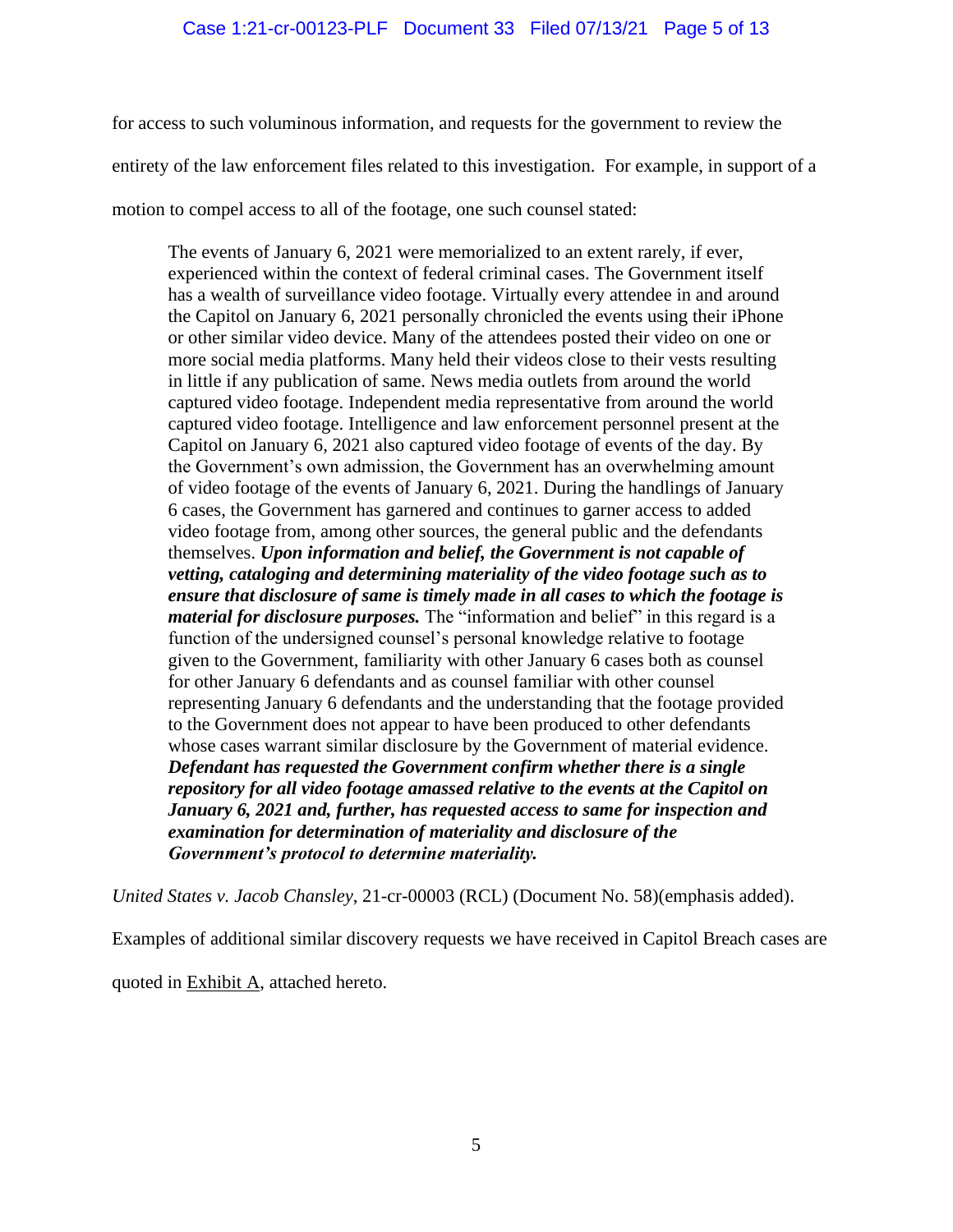for access to such voluminous information, and requests for the government to review the entirety of the law enforcement files related to this investigation. For example, in support of a motion to compel access to all of the footage, one such counsel stated:

> The events of January 6, 2021 were memorialized to an extent rarely, if ever, experienced within the context of federal criminal cases. The Government itself has a wealth of surveillance video footage. Virtually every attendee in and around the Capitol on January 6, 2021 personally chronicled the events using their iPhone or other similar video device. Many of the attendees posted their video on one or more social media platforms. Many held their videos close to their vests resulting in little if any publication of same. News media outlets from around the world captured video footage. Independent media representative from around the world captured video footage. Intelligence and law enforcement personnel present at the Capitol on January 6, 2021 also captured video footage of events of the day. By the Government's own admission, the Government has an overwhelming amount of video footage of the events of January 6, 2021. During the handlings of January 6 cases, the Government has garnered and continues to garner access to added video footage from, among other sources, the general public and the defendants themselves. ***Upon information and belief, the Government is not capable of vetting, cataloging and determining materiality of the video footage such as to ensure that disclosure of same is timely made in all cases to which the footage is material for disclosure purposes.*** The "information and belief" in this regard is a function of the undersigned counsel's personal knowledge relative to footage given to the Government, familiarity with other January 6 cases both as counsel for other January 6 defendants and as counsel familiar with other counsel representing January 6 defendants and the understanding that the footage provided to the Government does not appear to have been produced to other defendants whose cases warrant similar disclosure by the Government of material evidence. ***Defendant has requested the Government confirm whether there is a single repository for all video footage amassed relative to the events at the Capitol on January 6, 2021 and, further, has requested access to same for inspection and examination for determination of materiality and disclosure of the Government's protocol to determine materiality.***

*United States v. Jacob Chansley*, 21-cr-00003 (RCL) (Document No. 58)(emphasis added).

Examples of additional similar discovery requests we have received in Capitol Breach cases are quoted in Exhibit A, attached hereto.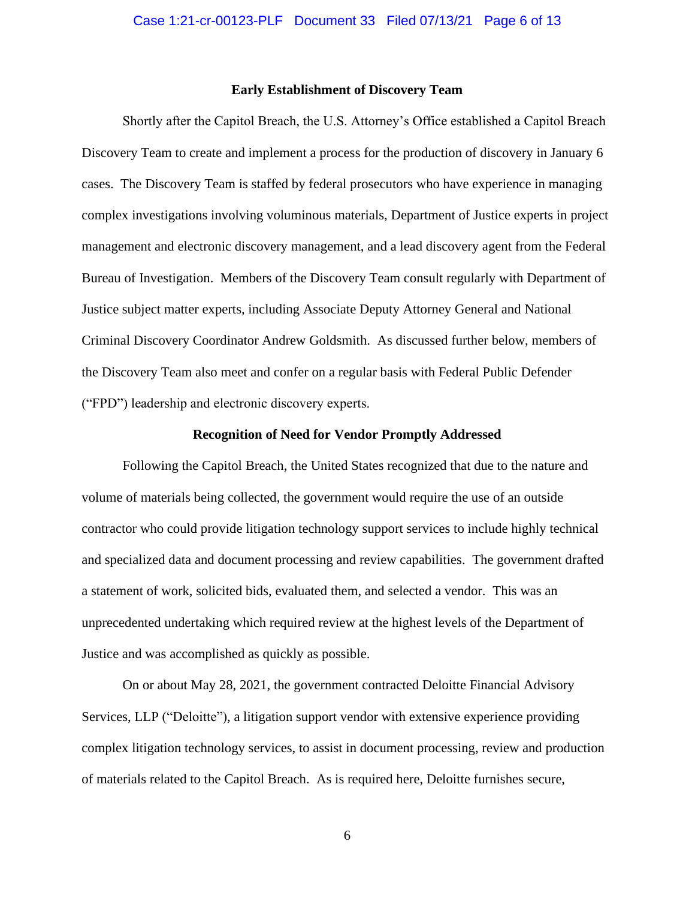**Early Establishment of Discovery Team**

Shortly after the Capitol Breach, the U.S. Attorney's Office established a Capitol Breach Discovery Team to create and implement a process for the production of discovery in January 6 cases. The Discovery Team is staffed by federal prosecutors who have experience in managing complex investigations involving voluminous materials, Department of Justice experts in project management and electronic discovery management, and a lead discovery agent from the Federal Bureau of Investigation. Members of the Discovery Team consult regularly with Department of Justice subject matter experts, including Associate Deputy Attorney General and National Criminal Discovery Coordinator Andrew Goldsmith. As discussed further below, members of the Discovery Team also meet and confer on a regular basis with Federal Public Defender ("FPD") leadership and electronic discovery experts.

**Recognition of Need for Vendor Promptly Addressed**

Following the Capitol Breach, the United States recognized that due to the nature and volume of materials being collected, the government would require the use of an outside contractor who could provide litigation technology support services to include highly technical and specialized data and document processing and review capabilities. The government drafted a statement of work, solicited bids, evaluated them, and selected a vendor. This was an unprecedented undertaking which required review at the highest levels of the Department of Justice and was accomplished as quickly as possible.

On or about May 28, 2021, the government contracted Deloitte Financial Advisory Services, LLP ("Deloitte"), a litigation support vendor with extensive experience providing complex litigation technology services, to assist in document processing, review and production of materials related to the Capitol Breach. As is required here, Deloitte furnishes secure,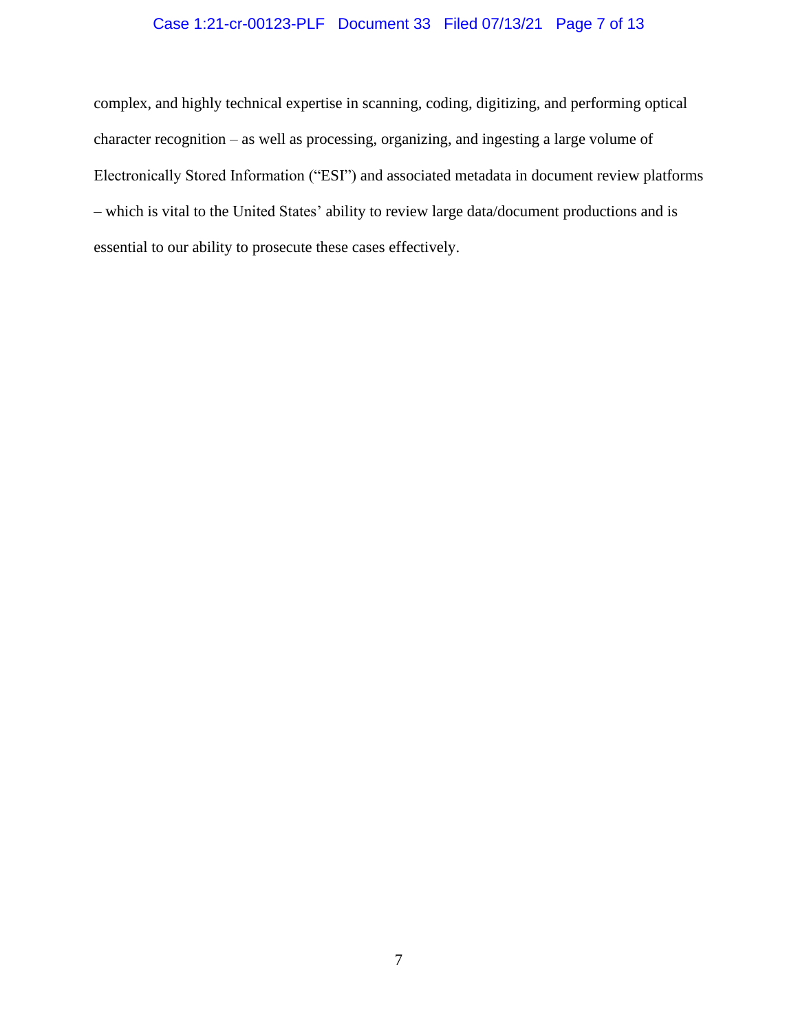complex, and highly technical expertise in scanning, coding, digitizing, and performing optical character recognition – as well as processing, organizing, and ingesting a large volume of Electronically Stored Information ("ESI") and associated metadata in document review platforms – which is vital to the United States' ability to review large data/document productions and is essential to our ability to prosecute these cases effectively.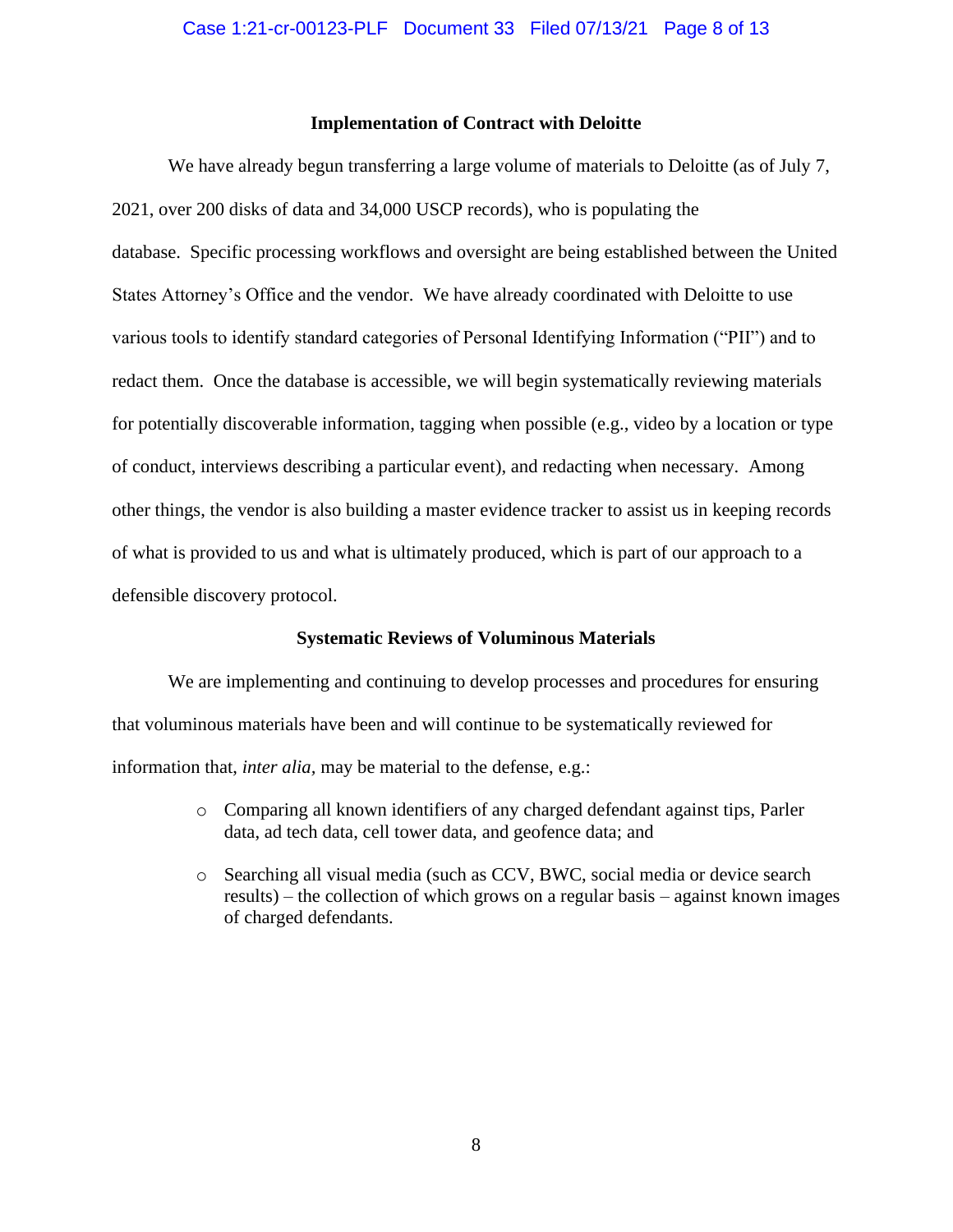### Implementation of Contract with Deloitte

We have already begun transferring a large volume of materials to Deloitte (as of July 7, 2021, over 200 disks of data and 34,000 USCP records), who is populating the database. Specific processing workflows and oversight are being established between the United States Attorney's Office and the vendor. We have already coordinated with Deloitte to use various tools to identify standard categories of Personal Identifying Information ("PII") and to redact them. Once the database is accessible, we will begin systematically reviewing materials for potentially discoverable information, tagging when possible (e.g., video by a location or type of conduct, interviews describing a particular event), and redacting when necessary. Among other things, the vendor is also building a master evidence tracker to assist us in keeping records of what is provided to us and what is ultimately produced, which is part of our approach to a defensible discovery protocol.

### Systematic Reviews of Voluminous Materials

We are implementing and continuing to develop processes and procedures for ensuring that voluminous materials have been and will continue to be systematically reviewed for information that, *inter alia*, may be material to the defense, e.g.:

- Comparing all known identifiers of any charged defendant against tips, Parler data, ad tech data, cell tower data, and geofence data; and
- Searching all visual media (such as CCV, BWC, social media or device search results) – the collection of which grows on a regular basis – against known images of charged defendants.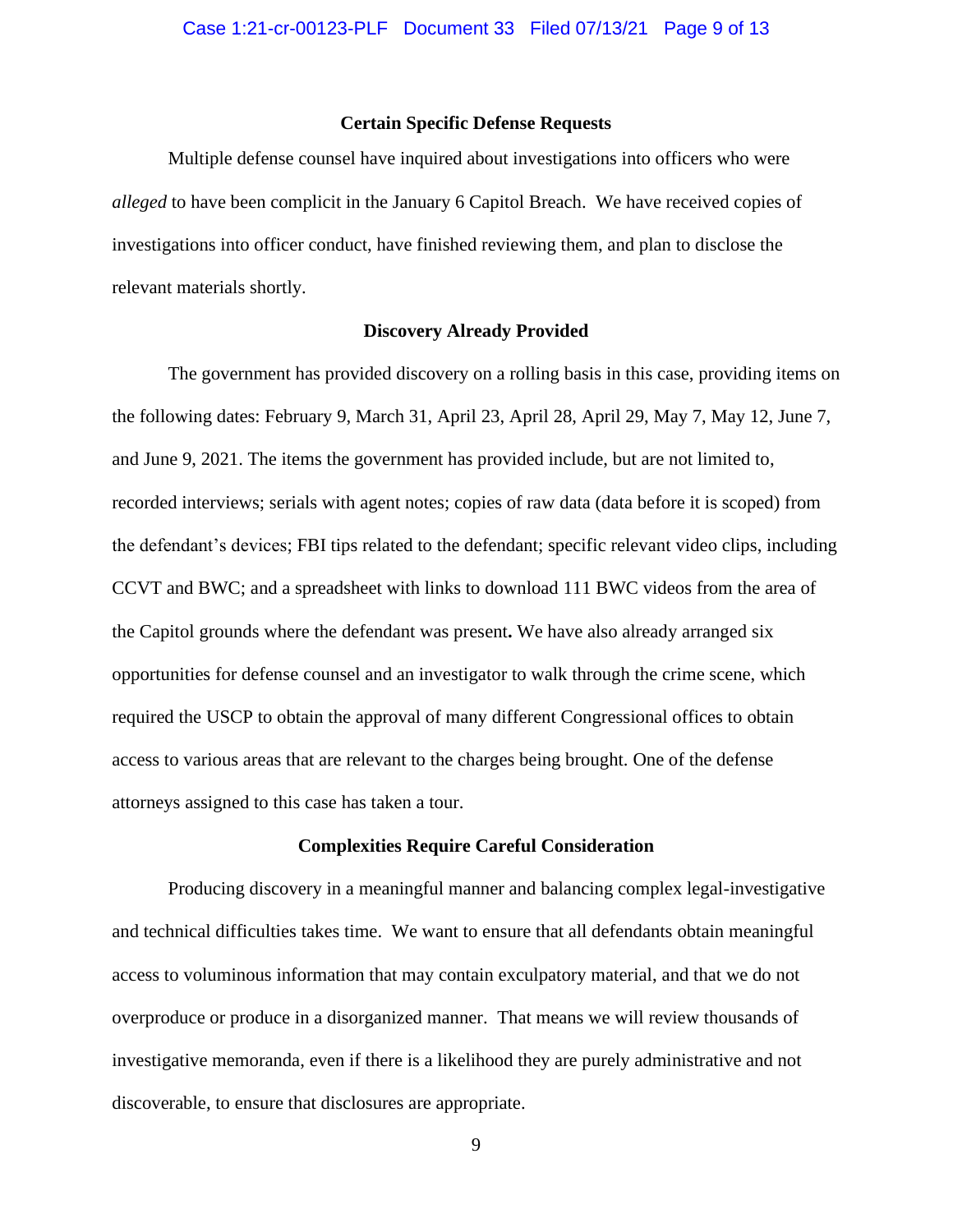### Certain Specific Defense Requests

Multiple defense counsel have inquired about investigations into officers who were *alleged* to have been complicit in the January 6 Capitol Breach. We have received copies of investigations into officer conduct, have finished reviewing them, and plan to disclose the relevant materials shortly.

### Discovery Already Provided

The government has provided discovery on a rolling basis in this case, providing items on the following dates: February 9, March 31, April 23, April 28, April 29, May 7, May 12, June 7, and June 9, 2021. The items the government has provided include, but are not limited to, recorded interviews; serials with agent notes; copies of raw data (data before it is scoped) from the defendant's devices; FBI tips related to the defendant; specific relevant video clips, including CCVT and BWC; and a spreadsheet with links to download 111 BWC videos from the area of the Capitol grounds where the defendant was present**.** We have also already arranged six opportunities for defense counsel and an investigator to walk through the crime scene, which required the USCP to obtain the approval of many different Congressional offices to obtain access to various areas that are relevant to the charges being brought. One of the defense attorneys assigned to this case has taken a tour.

### Complexities Require Careful Consideration

Producing discovery in a meaningful manner and balancing complex legal-investigative and technical difficulties takes time. We want to ensure that all defendants obtain meaningful access to voluminous information that may contain exculpatory material, and that we do not overproduce or produce in a disorganized manner. That means we will review thousands of investigative memoranda, even if there is a likelihood they are purely administrative and not discoverable, to ensure that disclosures are appropriate.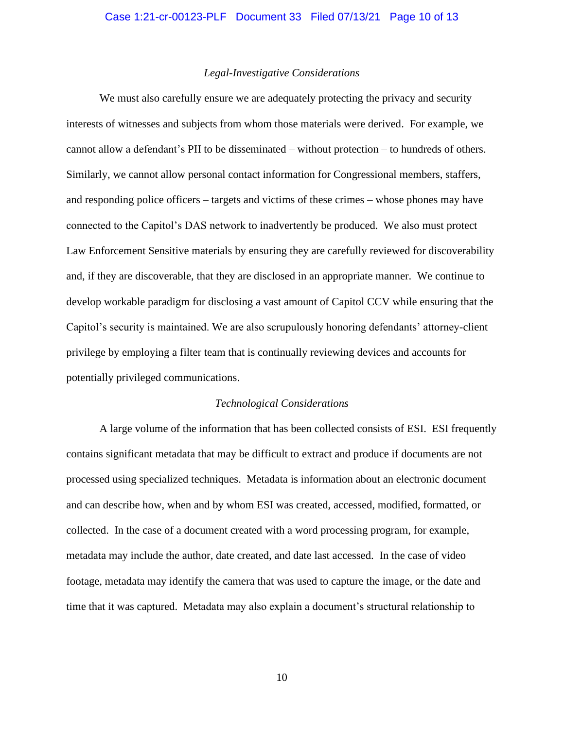*Legal-Investigative Considerations*

We must also carefully ensure we are adequately protecting the privacy and security interests of witnesses and subjects from whom those materials were derived. For example, we cannot allow a defendant's PII to be disseminated – without protection – to hundreds of others. Similarly, we cannot allow personal contact information for Congressional members, staffers, and responding police officers – targets and victims of these crimes – whose phones may have connected to the Capitol's DAS network to inadvertently be produced. We also must protect Law Enforcement Sensitive materials by ensuring they are carefully reviewed for discoverability and, if they are discoverable, that they are disclosed in an appropriate manner. We continue to develop workable paradigm for disclosing a vast amount of Capitol CCV while ensuring that the Capitol's security is maintained. We are also scrupulously honoring defendants' attorney-client privilege by employing a filter team that is continually reviewing devices and accounts for potentially privileged communications.

*Technological Considerations*

A large volume of the information that has been collected consists of ESI. ESI frequently contains significant metadata that may be difficult to extract and produce if documents are not processed using specialized techniques. Metadata is information about an electronic document and can describe how, when and by whom ESI was created, accessed, modified, formatted, or collected. In the case of a document created with a word processing program, for example, metadata may include the author, date created, and date last accessed. In the case of video footage, metadata may identify the camera that was used to capture the image, or the date and time that it was captured. Metadata may also explain a document's structural relationship to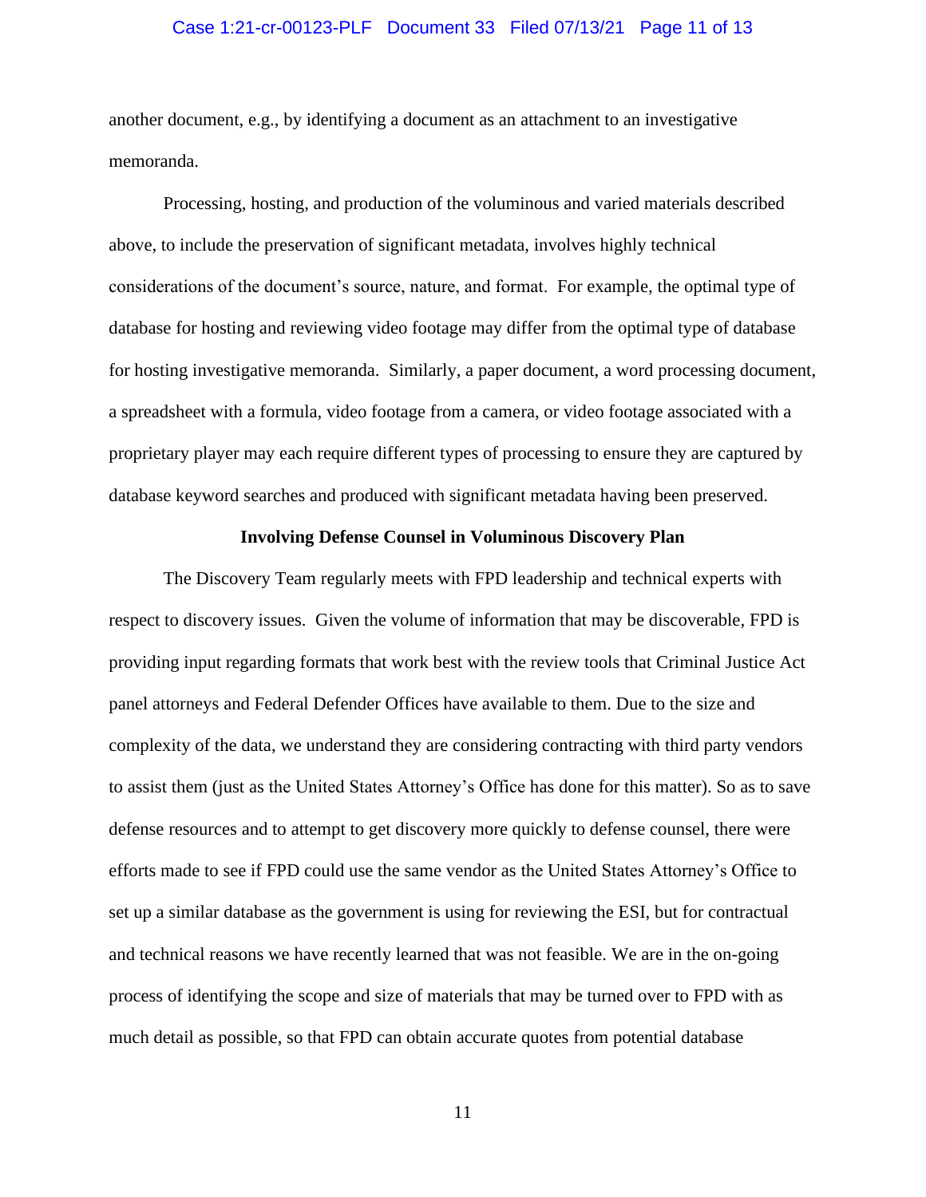another document, e.g., by identifying a document as an attachment to an investigative memoranda.

Processing, hosting, and production of the voluminous and varied materials described above, to include the preservation of significant metadata, involves highly technical considerations of the document's source, nature, and format. For example, the optimal type of database for hosting and reviewing video footage may differ from the optimal type of database for hosting investigative memoranda. Similarly, a paper document, a word processing document, a spreadsheet with a formula, video footage from a camera, or video footage associated with a proprietary player may each require different types of processing to ensure they are captured by database keyword searches and produced with significant metadata having been preserved.

**Involving Defense Counsel in Voluminous Discovery Plan**

The Discovery Team regularly meets with FPD leadership and technical experts with respect to discovery issues. Given the volume of information that may be discoverable, FPD is providing input regarding formats that work best with the review tools that Criminal Justice Act panel attorneys and Federal Defender Offices have available to them. Due to the size and complexity of the data, we understand they are considering contracting with third party vendors to assist them (just as the United States Attorney's Office has done for this matter). So as to save defense resources and to attempt to get discovery more quickly to defense counsel, there were efforts made to see if FPD could use the same vendor as the United States Attorney's Office to set up a similar database as the government is using for reviewing the ESI, but for contractual and technical reasons we have recently learned that was not feasible. We are in the on-going process of identifying the scope and size of materials that may be turned over to FPD with as much detail as possible, so that FPD can obtain accurate quotes from potential database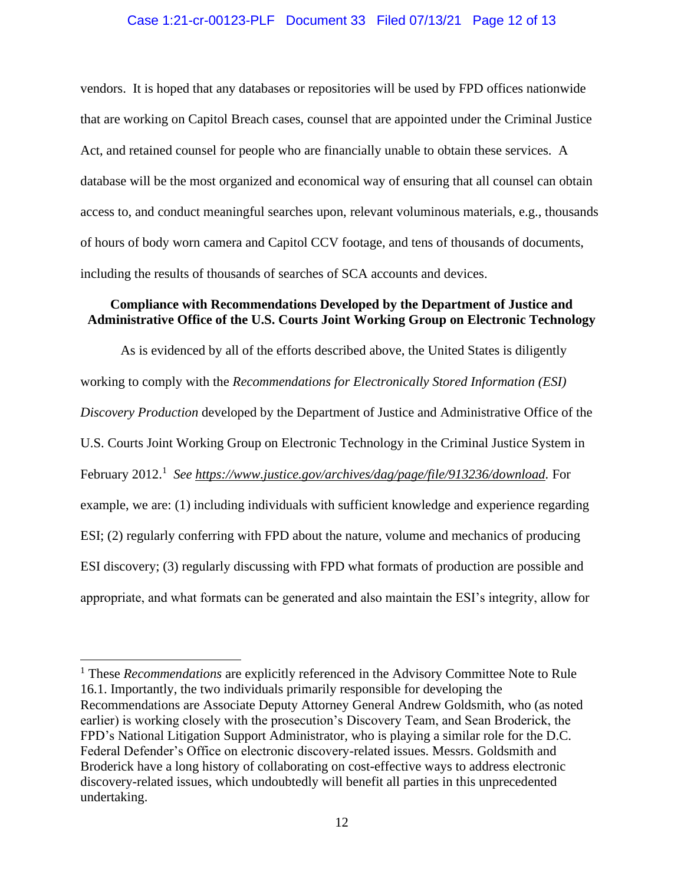vendors. It is hoped that any databases or repositories will be used by FPD offices nationwide that are working on Capitol Breach cases, counsel that are appointed under the Criminal Justice Act, and retained counsel for people who are financially unable to obtain these services. A database will be the most organized and economical way of ensuring that all counsel can obtain access to, and conduct meaningful searches upon, relevant voluminous materials, e.g., thousands of hours of body worn camera and Capitol CCV footage, and tens of thousands of documents, including the results of thousands of searches of SCA accounts and devices.

**Compliance with Recommendations Developed by the Department of Justice and Administrative Office of the U.S. Courts Joint Working Group on Electronic Technology**

As is evidenced by all of the efforts described above, the United States is diligently working to comply with the *Recommendations for Electronically Stored Information (ESI) Discovery Production* developed by the Department of Justice and Administrative Office of the U.S. Courts Joint Working Group on Electronic Technology in the Criminal Justice System in February 2012.[1] *See https://www.justice.gov/archives/dag/page/file/913236/download.* For example, we are: (1) including individuals with sufficient knowledge and experience regarding ESI; (2) regularly conferring with FPD about the nature, volume and mechanics of producing ESI discovery; (3) regularly discussing with FPD what formats of production are possible and appropriate, and what formats can be generated and also maintain the ESI's integrity, allow for

---

[1] These *Recommendations* are explicitly referenced in the Advisory Committee Note to Rule 16.1. Importantly, the two individuals primarily responsible for developing the Recommendations are Associate Deputy Attorney General Andrew Goldsmith, who (as noted earlier) is working closely with the prosecution's Discovery Team, and Sean Broderick, the FPD's National Litigation Support Administrator, who is playing a similar role for the D.C. Federal Defender's Office on electronic discovery-related issues. Messrs. Goldsmith and Broderick have a long history of collaborating on cost-effective ways to address electronic discovery-related issues, which undoubtedly will benefit all parties in this unprecedented undertaking.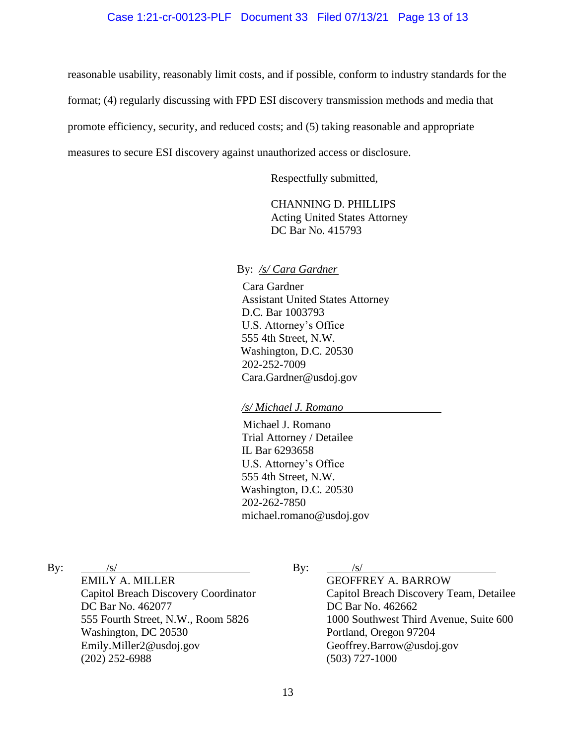reasonable usability, reasonably limit costs, and if possible, conform to industry standards for the format; (4) regularly discussing with FPD ESI discovery transmission methods and media that promote efficiency, security, and reduced costs; and (5) taking reasonable and appropriate measures to secure ESI discovery against unauthorized access or disclosure.

Respectfully submitted,

CHANNING D. PHILLIPS
Acting United States Attorney
DC Bar No. 415793

By: */s/ Cara Gardner*
Cara Gardner
Assistant United States Attorney
D.C. Bar 1003793
U.S. Attorney's Office
555 4th Street, N.W.
Washington, D.C. 20530
202-252-7009
Cara.Gardner@usdoj.gov

*/s/ Michael J. Romano*
Michael J. Romano
Trial Attorney / Detailee
IL Bar 6293658
U.S. Attorney's Office
555 4th Street, N.W.
Washington, D.C. 20530
202-262-7850
michael.romano@usdoj.gov

By: /s/
EMILY A. MILLER
Capitol Breach Discovery Coordinator
DC Bar No. 462077
555 Fourth Street, N.W., Room 5826
Washington, DC 20530
Emily.Miller2@usdoj.gov
(202) 252-6988

By: /s/
GEOFFREY A. BARROW
Capitol Breach Discovery Team, Detailee
DC Bar No. 462662
1000 Southwest Third Avenue, Suite 600
Portland, Oregon 97204
Geoffrey.Barrow@usdoj.gov
(503) 727-1000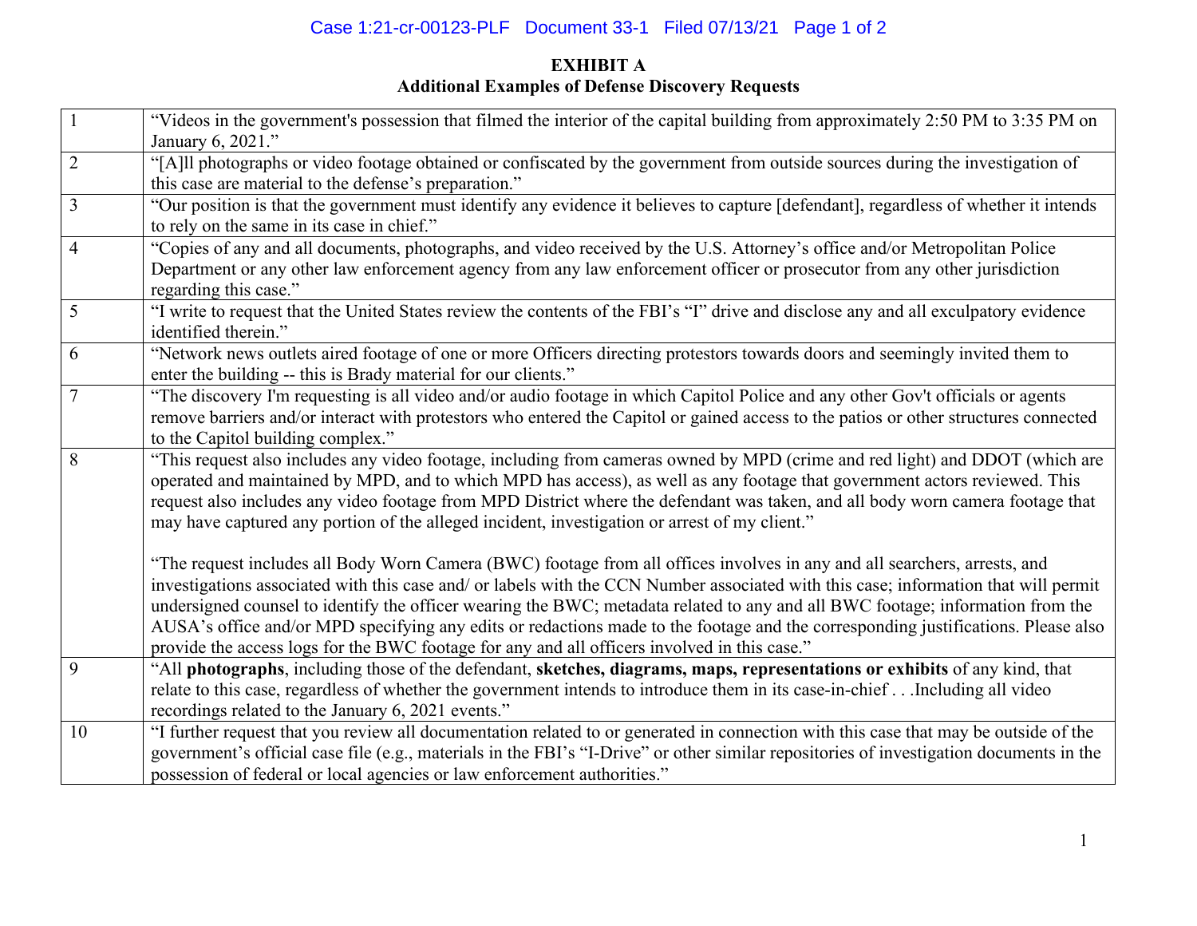**EXHIBIT A**
**Additional Examples of Defense Discovery Requests**

| | |
|---|---|
| 1 | "Videos in the government's possession that filmed the interior of the capital building from approximately 2:50 PM to 3:35 PM on January 6, 2021." |
| 2 | "[A]ll photographs or video footage obtained or confiscated by the government from outside sources during the investigation of this case are material to the defense's preparation." |
| 3 | "Our position is that the government must identify any evidence it believes to capture [defendant], regardless of whether it intends to rely on the same in its case in chief." |
| 4 | "Copies of any and all documents, photographs, and video received by the U.S. Attorney's office and/or Metropolitan Police Department or any other law enforcement agency from any law enforcement officer or prosecutor from any other jurisdiction regarding this case." |
| 5 | "I write to request that the United States review the contents of the FBI's "I" drive and disclose any and all exculpatory evidence identified therein." |
| 6 | "Network news outlets aired footage of one or more Officers directing protestors towards doors and seemingly invited them to enter the building -- this is Brady material for our clients." |
| 7 | "The discovery I'm requesting is all video and/or audio footage in which Capitol Police and any other Gov't officials or agents remove barriers and/or interact with protestors who entered the Capitol or gained access to the patios or other structures connected to the Capitol building complex." |
| 8 | "This request also includes any video footage, including from cameras owned by MPD (crime and red light) and DDOT (which are operated and maintained by MPD, and to which MPD has access), as well as any footage that government actors reviewed. This request also includes any video footage from MPD District where the defendant was taken, and all body worn camera footage that may have captured any portion of the alleged incident, investigation or arrest of my client." <br><br> "The request includes all Body Worn Camera (BWC) footage from all offices involves in any and all searchers, arrests, and investigations associated with this case and/ or labels with the CCN Number associated with this case; information that will permit undersigned counsel to identify the officer wearing the BWC; metadata related to any and all BWC footage; information from the AUSA's office and/or MPD specifying any edits or redactions made to the footage and the corresponding justifications. Please also provide the access logs for the BWC footage for any and all officers involved in this case." |
| 9 | "All **photographs**, including those of the defendant, **sketches, diagrams, maps, representations or exhibits** of any kind, that relate to this case, regardless of whether the government intends to introduce them in its case-in-chief . . .Including all video recordings related to the January 6, 2021 events." |
| 10 | "I further request that you review all documentation related to or generated in connection with this case that may be outside of the government's official case file (e.g., materials in the FBI's "I-Drive" or other similar repositories of investigation documents in the possession of federal or local agencies or law enforcement authorities." |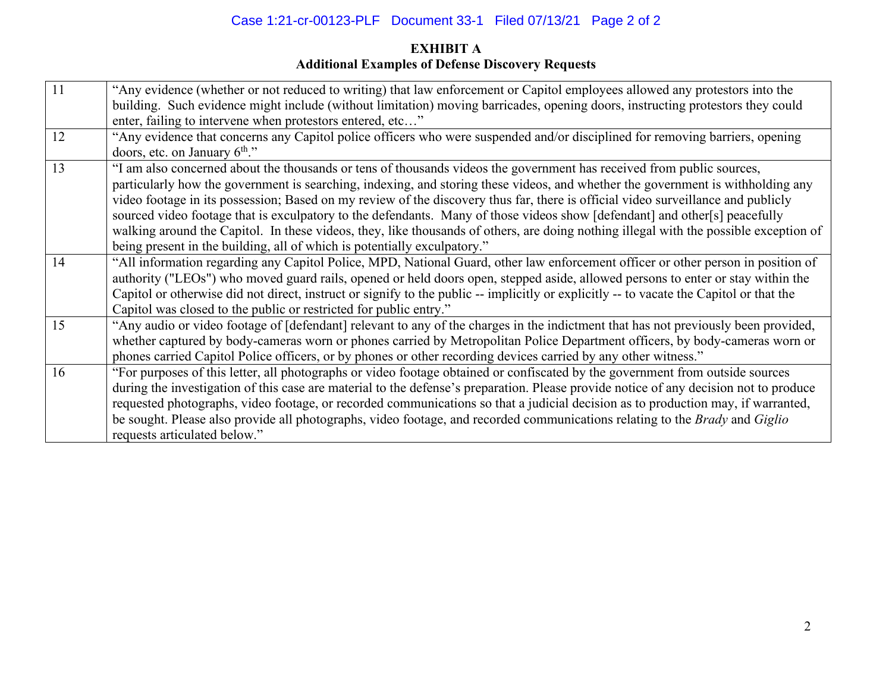**EXHIBIT A**
**Additional Examples of Defense Discovery Requests**

| | |
|---|---|
| 11 | "Any evidence (whether or not reduced to writing) that law enforcement or Capitol employees allowed any protestors into the building. Such evidence might include (without limitation) moving barricades, opening doors, instructing protestors they could enter, failing to intervene when protestors entered, etc…" |
| 12 | "Any evidence that concerns any Capitol police officers who were suspended and/or disciplined for removing barriers, opening doors, etc. on January 6th." |
| 13 | "I am also concerned about the thousands or tens of thousands videos the government has received from public sources, particularly how the government is searching, indexing, and storing these videos, and whether the government is withholding any video footage in its possession; Based on my review of the discovery thus far, there is official video surveillance and publicly sourced video footage that is exculpatory to the defendants. Many of those videos show [defendant] and other[s] peacefully walking around the Capitol. In these videos, they, like thousands of others, are doing nothing illegal with the possible exception of being present in the building, all of which is potentially exculpatory." |
| 14 | "All information regarding any Capitol Police, MPD, National Guard, other law enforcement officer or other person in position of authority ("LEOs") who moved guard rails, opened or held doors open, stepped aside, allowed persons to enter or stay within the Capitol or otherwise did not direct, instruct or signify to the public -- implicitly or explicitly -- to vacate the Capitol or that the Capitol was closed to the public or restricted for public entry." |
| 15 | "Any audio or video footage of [defendant] relevant to any of the charges in the indictment that has not previously been provided, whether captured by body-cameras worn or phones carried by Metropolitan Police Department officers, by body-cameras worn or phones carried Capitol Police officers, or by phones or other recording devices carried by any other witness." |
| 16 | "For purposes of this letter, all photographs or video footage obtained or confiscated by the government from outside sources during the investigation of this case are material to the defense's preparation. Please provide notice of any decision not to produce requested photographs, video footage, or recorded communications so that a judicial decision as to production may, if warranted, be sought. Please also provide all photographs, video footage, and recorded communications relating to the *Brady* and *Giglio* requests articulated below." |